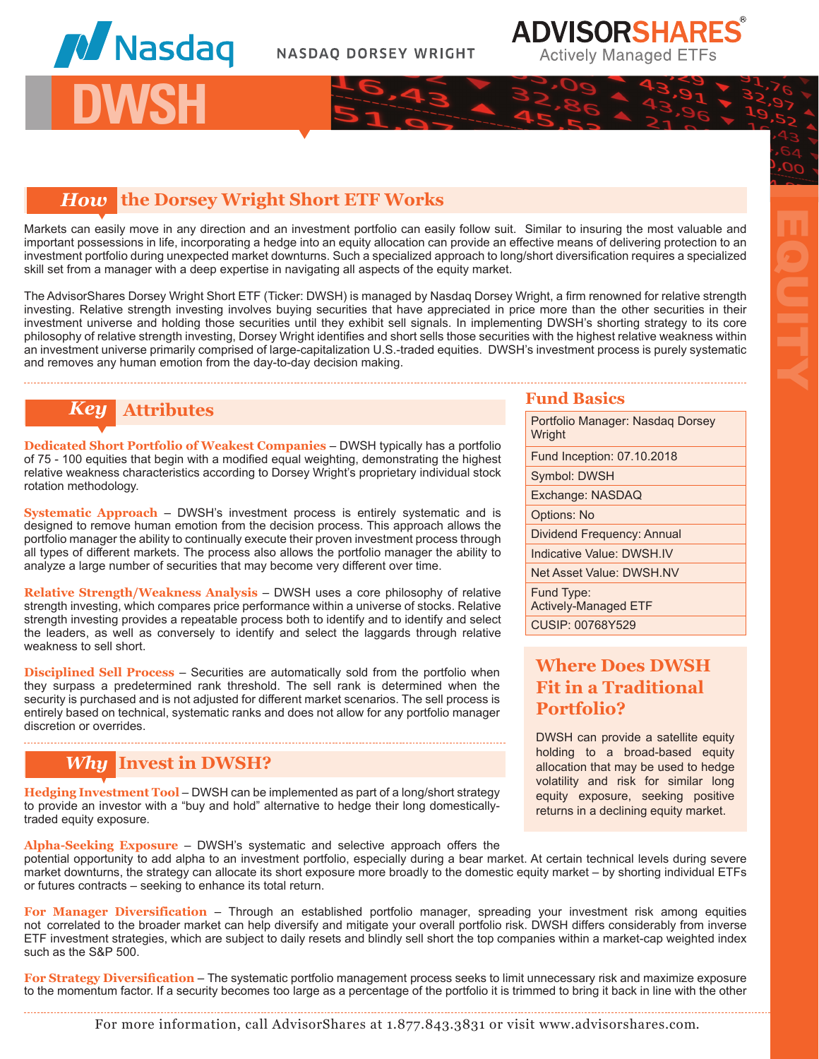Nasdaq

NASDAQ DORSEY WRIGHT

ADVISORSHARES®
Actively Managed ETFs

# DWSH

EQUITY

## *How* the Dorsey Wright Short ETF Works

Markets can easily move in any direction and an investment portfolio can easily follow suit. Similar to insuring the most valuable and important possessions in life, incorporating a hedge into an equity allocation can provide an effective means of delivering protection to an investment portfolio during unexpected market downturns. Such a specialized approach to long/short diversification requires a specialized skill set from a manager with a deep expertise in navigating all aspects of the equity market.

The AdvisorShares Dorsey Wright Short ETF (Ticker: DWSH) is managed by Nasdaq Dorsey Wright, a firm renowned for relative strength investing. Relative strength investing involves buying securities that have appreciated in price more than the other securities in their investment universe and holding those securities until they exhibit sell signals. In implementing DWSH's shorting strategy to its core philosophy of relative strength investing, Dorsey Wright identifies and short sells those securities with the highest relative weakness within an investment universe primarily comprised of large-capitalization U.S.-traded equities. DWSH's investment process is purely systematic and removes any human emotion from the day-to-day decision making.

## *Key* Attributes

**Dedicated Short Portfolio of Weakest Companies** – DWSH typically has a portfolio of 75 - 100 equities that begin with a modified equal weighting, demonstrating the highest relative weakness characteristics according to Dorsey Wright's proprietary individual stock rotation methodology.

**Systematic Approach** – DWSH's investment process is entirely systematic and is designed to remove human emotion from the decision process. This approach allows the portfolio manager the ability to continually execute their proven investment process through all types of different markets. The process also allows the portfolio manager the ability to analyze a large number of securities that may become very different over time.

**Relative Strength/Weakness Analysis** – DWSH uses a core philosophy of relative strength investing, which compares price performance within a universe of stocks. Relative strength investing provides a repeatable process both to identify and to identify and select the leaders, as well as conversely to identify and select the laggards through relative weakness to sell short.

**Disciplined Sell Process** – Securities are automatically sold from the portfolio when they surpass a predetermined rank threshold. The sell rank is determined when the security is purchased and is not adjusted for different market scenarios. The sell process is entirely based on technical, systematic ranks and does not allow for any portfolio manager discretion or overrides.

## Fund Basics

| Fund Basics |
|---|
| Portfolio Manager: Nasdaq Dorsey Wright |
| Fund Inception: 07.10.2018 |
| Symbol: DWSH |
| Exchange: NASDAQ |
| Options: No |
| Dividend Frequency: Annual |
| Indicative Value: DWSH.IV |
| Net Asset Value: DWSH.NV |
| Fund Type: Actively-Managed ETF |
| CUSIP: 00768Y529 |

## Where Does DWSH Fit in a Traditional Portfolio?

DWSH can provide a satellite equity holding to a broad-based equity allocation that may be used to hedge volatility and risk for similar long equity exposure, seeking positive returns in a declining equity market.

## *Why* Invest in DWSH?

**Hedging Investment Tool** – DWSH can be implemented as part of a long/short strategy to provide an investor with a "buy and hold" alternative to hedge their long domestically-traded equity exposure.

**Alpha-Seeking Exposure** – DWSH's systematic and selective approach offers the potential opportunity to add alpha to an investment portfolio, especially during a bear market. At certain technical levels during severe market downturns, the strategy can allocate its short exposure more broadly to the domestic equity market – by shorting individual ETFs or futures contracts – seeking to enhance its total return.

**For Manager Diversification** – Through an established portfolio manager, spreading your investment risk among equities not correlated to the broader market can help diversify and mitigate your overall portfolio risk. DWSH differs considerably from inverse ETF investment strategies, which are subject to daily resets and blindly sell short the top companies within a market-cap weighted index such as the S&P 500.

**For Strategy Diversification** – The systematic portfolio management process seeks to limit unnecessary risk and maximize exposure to the momentum factor. If a security becomes too large as a percentage of the portfolio it is trimmed to bring it back in line with the other

For more information, call AdvisorShares at 1.877.843.3831 or visit www.advisorshares.com.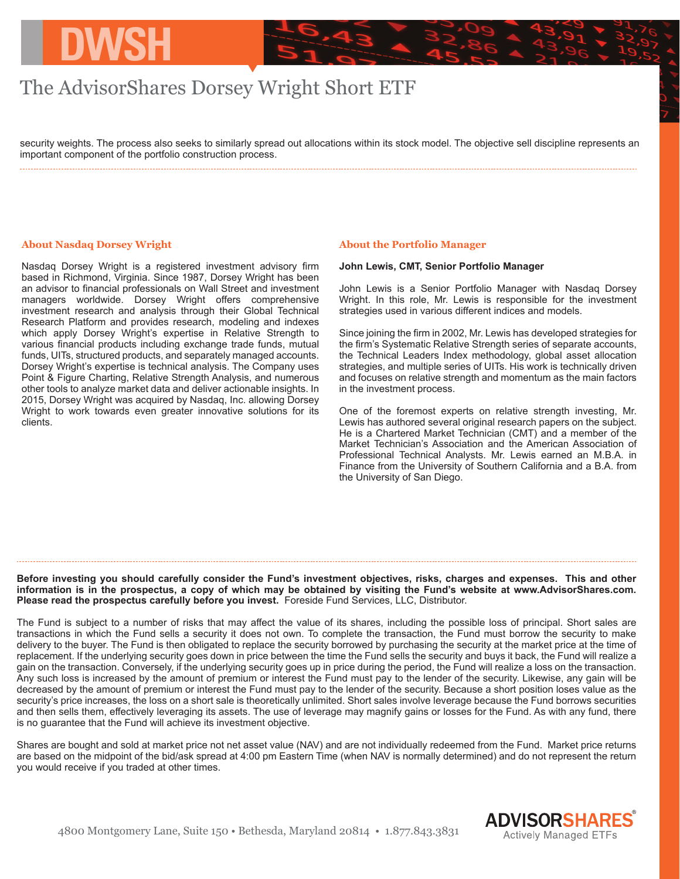# DWSH

## The AdvisorShares Dorsey Wright Short ETF

security weights. The process also seeks to similarly spread out allocations within its stock model. The objective sell discipline represents an important component of the portfolio construction process.

### About Nasdaq Dorsey Wright

Nasdaq Dorsey Wright is a registered investment advisory firm based in Richmond, Virginia. Since 1987, Dorsey Wright has been an advisor to financial professionals on Wall Street and investment managers worldwide. Dorsey Wright offers comprehensive investment research and analysis through their Global Technical Research Platform and provides research, modeling and indexes which apply Dorsey Wright's expertise in Relative Strength to various financial products including exchange trade funds, mutual funds, UITs, structured products, and separately managed accounts. Dorsey Wright's expertise is technical analysis. The Company uses Point & Figure Charting, Relative Strength Analysis, and numerous other tools to analyze market data and deliver actionable insights. In 2015, Dorsey Wright was acquired by Nasdaq, Inc. allowing Dorsey Wright to work towards even greater innovative solutions for its clients.

### About the Portfolio Manager

**John Lewis, CMT, Senior Portfolio Manager**

John Lewis is a Senior Portfolio Manager with Nasdaq Dorsey Wright. In this role, Mr. Lewis is responsible for the investment strategies used in various different indices and models.

Since joining the firm in 2002, Mr. Lewis has developed strategies for the firm's Systematic Relative Strength series of separate accounts, the Technical Leaders Index methodology, global asset allocation strategies, and multiple series of UITs. His work is technically driven and focuses on relative strength and momentum as the main factors in the investment process.

One of the foremost experts on relative strength investing, Mr. Lewis has authored several original research papers on the subject. He is a Chartered Market Technician (CMT) and a member of the Market Technician's Association and the American Association of Professional Technical Analysts. Mr. Lewis earned an M.B.A. in Finance from the University of Southern California and a B.A. from the University of San Diego.

**Before investing you should carefully consider the Fund's investment objectives, risks, charges and expenses. This and other information is in the prospectus, a copy of which may be obtained by visiting the Fund's website at www.AdvisorShares.com. Please read the prospectus carefully before you invest.** Foreside Fund Services, LLC, Distributor.

The Fund is subject to a number of risks that may affect the value of its shares, including the possible loss of principal. Short sales are transactions in which the Fund sells a security it does not own. To complete the transaction, the Fund must borrow the security to make delivery to the buyer. The Fund is then obligated to replace the security borrowed by purchasing the security at the market price at the time of replacement. If the underlying security goes down in price between the time the Fund sells the security and buys it back, the Fund will realize a gain on the transaction. Conversely, if the underlying security goes up in price during the period, the Fund will realize a loss on the transaction. Any such loss is increased by the amount of premium or interest the Fund must pay to the lender of the security. Likewise, any gain will be decreased by the amount of premium or interest the Fund must pay to the lender of the security. Because a short position loses value as the security's price increases, the loss on a short sale is theoretically unlimited. Short sales involve leverage because the Fund borrows securities and then sells them, effectively leveraging its assets. The use of leverage may magnify gains or losses for the Fund. As with any fund, there is no guarantee that the Fund will achieve its investment objective.

Shares are bought and sold at market price not net asset value (NAV) and are not individually redeemed from the Fund. Market price returns are based on the midpoint of the bid/ask spread at 4:00 pm Eastern Time (when NAV is normally determined) and do not represent the return you would receive if you traded at other times.

4800 Montgomery Lane, Suite 150 • Bethesda, Maryland 20814 • 1.877.843.3831

ADVISORSHARES®
Actively Managed ETFs